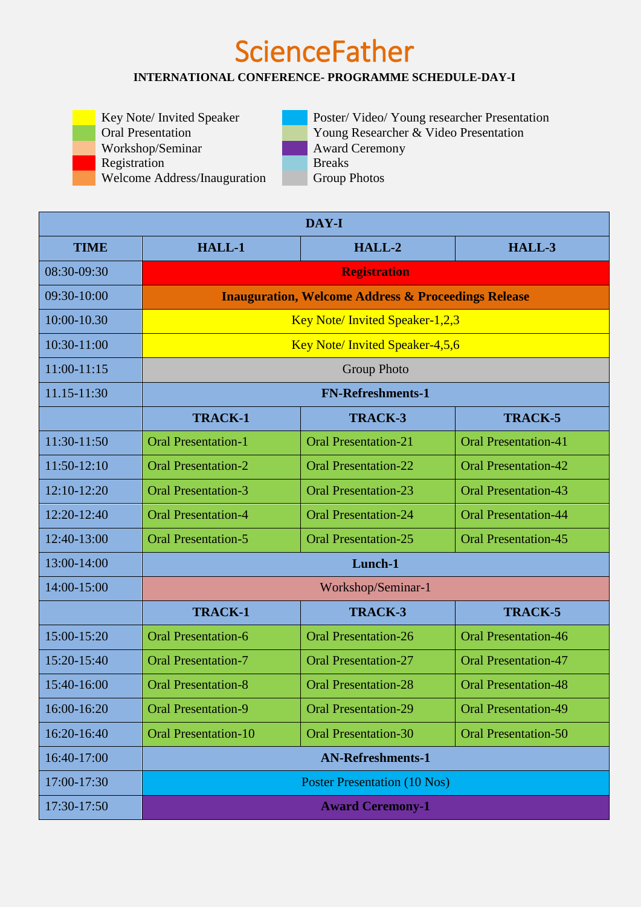# ScienceFather

**INTERNATIONAL CONFERENCE- PROGRAMME SCHEDULE-DAY-I**

- Key Note/ Invited Speaker
- Oral Presentation
- Workshop/Seminar
- Registration
- Welcome Address/Inauguration
- Poster/ Video/ Young researcher Presentation
- Young Researcher & Video Presentation
- Award Ceremony
- Breaks
- Group Photos

| DAY-I | | | |
|---|---|---|---|
| **TIME** | **HALL-1** | **HALL-2** | **HALL-3** |
| 08:30-09:30 | **Registration** | | |
| 09:30-10:00 | **Inauguration, Welcome Address & Proceedings Release** | | |
| 10:00-10.30 | Key Note/ Invited Speaker-1,2,3 | | |
| 10:30-11:00 | Key Note/ Invited Speaker-4,5,6 | | |
| 11:00-11:15 | Group Photo | | |
| 11.15-11:30 | **FN-Refreshments-1** | | |
| | **TRACK-1** | **TRACK-3** | **TRACK-5** |
| 11:30-11:50 | Oral Presentation-1 | Oral Presentation-21 | Oral Presentation-41 |
| 11:50-12:10 | Oral Presentation-2 | Oral Presentation-22 | Oral Presentation-42 |
| 12:10-12:20 | Oral Presentation-3 | Oral Presentation-23 | Oral Presentation-43 |
| 12:20-12:40 | Oral Presentation-4 | Oral Presentation-24 | Oral Presentation-44 |
| 12:40-13:00 | Oral Presentation-5 | Oral Presentation-25 | Oral Presentation-45 |
| 13:00-14:00 | **Lunch-1** | | |
| 14:00-15:00 | Workshop/Seminar-1 | | |
| | **TRACK-1** | **TRACK-3** | **TRACK-5** |
| 15:00-15:20 | Oral Presentation-6 | Oral Presentation-26 | Oral Presentation-46 |
| 15:20-15:40 | Oral Presentation-7 | Oral Presentation-27 | Oral Presentation-47 |
| 15:40-16:00 | Oral Presentation-8 | Oral Presentation-28 | Oral Presentation-48 |
| 16:00-16:20 | Oral Presentation-9 | Oral Presentation-29 | Oral Presentation-49 |
| 16:20-16:40 | Oral Presentation-10 | Oral Presentation-30 | Oral Presentation-50 |
| 16:40-17:00 | **AN-Refreshments-1** | | |
| 17:00-17:30 | Poster Presentation (10 Nos) | | |
| 17:30-17:50 | **Award Ceremony-1** | | |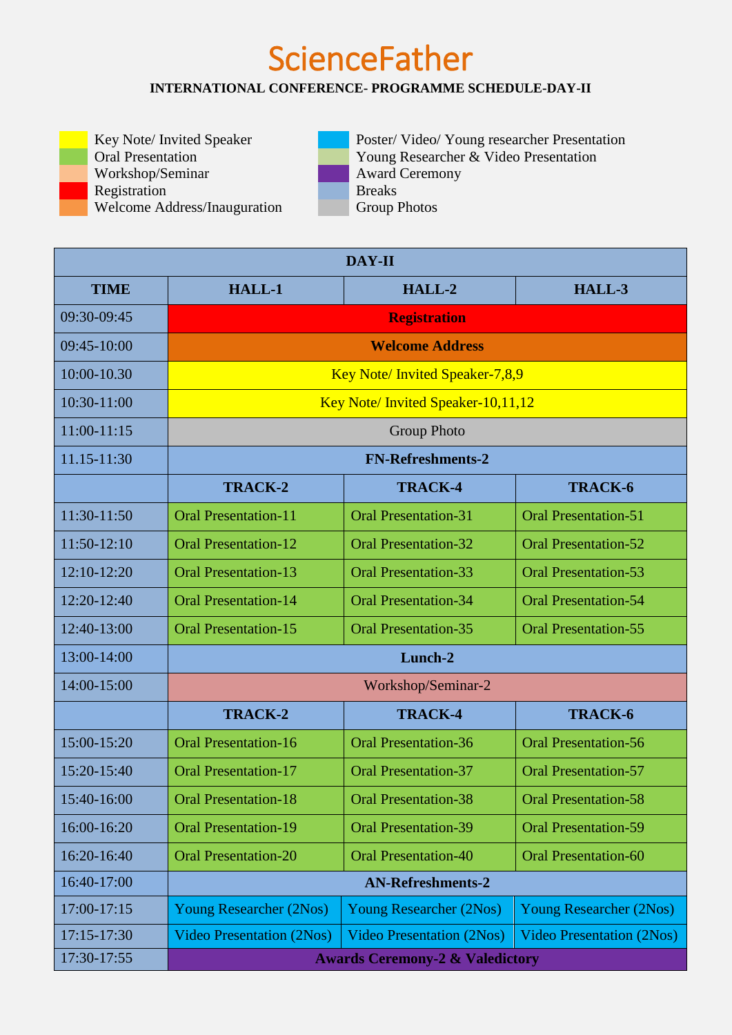# ScienceFather

**INTERNATIONAL CONFERENCE- PROGRAMME SCHEDULE-DAY-II**

| | |
|---|---|
| Key Note/ Invited Speaker | Poster/ Video/ Young researcher Presentation |
| Oral Presentation | Young Researcher & Video Presentation |
| Workshop/Seminar | Award Ceremony |
| Registration | Breaks |
| Welcome Address/Inauguration | Group Photos |

| DAY-II | | | |
|---|---|---|---|
| **TIME** | **HALL-1** | **HALL-2** | **HALL-3** |
| 09:30-09:45 | **Registration** | | |
| 09:45-10:00 | **Welcome Address** | | |
| 10:00-10.30 | Key Note/ Invited Speaker-7,8,9 | | |
| 10:30-11:00 | Key Note/ Invited Speaker-10,11,12 | | |
| 11:00-11:15 | Group Photo | | |
| 11.15-11:30 | **FN-Refreshments-2** | | |
| | **TRACK-2** | **TRACK-4** | **TRACK-6** |
| 11:30-11:50 | Oral Presentation-11 | Oral Presentation-31 | Oral Presentation-51 |
| 11:50-12:10 | Oral Presentation-12 | Oral Presentation-32 | Oral Presentation-52 |
| 12:10-12:20 | Oral Presentation-13 | Oral Presentation-33 | Oral Presentation-53 |
| 12:20-12:40 | Oral Presentation-14 | Oral Presentation-34 | Oral Presentation-54 |
| 12:40-13:00 | Oral Presentation-15 | Oral Presentation-35 | Oral Presentation-55 |
| 13:00-14:00 | **Lunch-2** | | |
| 14:00-15:00 | Workshop/Seminar-2 | | |
| | **TRACK-2** | **TRACK-4** | **TRACK-6** |
| 15:00-15:20 | Oral Presentation-16 | Oral Presentation-36 | Oral Presentation-56 |
| 15:20-15:40 | Oral Presentation-17 | Oral Presentation-37 | Oral Presentation-57 |
| 15:40-16:00 | Oral Presentation-18 | Oral Presentation-38 | Oral Presentation-58 |
| 16:00-16:20 | Oral Presentation-19 | Oral Presentation-39 | Oral Presentation-59 |
| 16:20-16:40 | Oral Presentation-20 | Oral Presentation-40 | Oral Presentation-60 |
| 16:40-17:00 | **AN-Refreshments-2** | | |
| 17:00-17:15 | Young Researcher (2Nos) | Young Researcher (2Nos) | Young Researcher (2Nos) |
| 17:15-17:30 | Video Presentation (2Nos) | Video Presentation (2Nos) | Video Presentation (2Nos) |
| 17:30-17:55 | **Awards Ceremony-2 & Valedictory** | | |